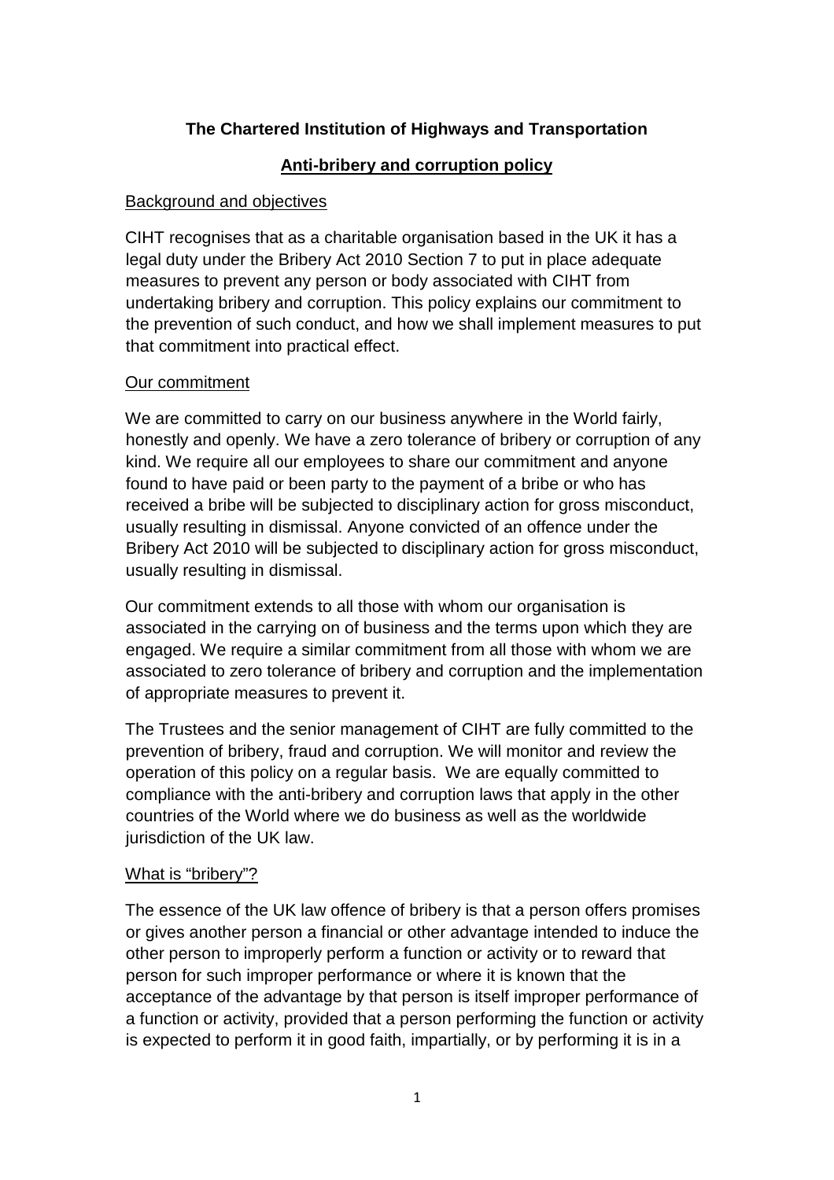# The Chartered Institution of Highways and Transportation

## Anti-bribery and corruption policy

### Background and objectives

CIHT recognises that as a charitable organisation based in the UK it has a legal duty under the Bribery Act 2010 Section 7 to put in place adequate measures to prevent any person or body associated with CIHT from undertaking bribery and corruption. This policy explains our commitment to the prevention of such conduct, and how we shall implement measures to put that commitment into practical effect.

### Our commitment

We are committed to carry on our business anywhere in the World fairly, honestly and openly. We have a zero tolerance of bribery or corruption of any kind. We require all our employees to share our commitment and anyone found to have paid or been party to the payment of a bribe or who has received a bribe will be subjected to disciplinary action for gross misconduct, usually resulting in dismissal. Anyone convicted of an offence under the Bribery Act 2010 will be subjected to disciplinary action for gross misconduct, usually resulting in dismissal.

Our commitment extends to all those with whom our organisation is associated in the carrying on of business and the terms upon which they are engaged. We require a similar commitment from all those with whom we are associated to zero tolerance of bribery and corruption and the implementation of appropriate measures to prevent it.

The Trustees and the senior management of CIHT are fully committed to the prevention of bribery, fraud and corruption. We will monitor and review the operation of this policy on a regular basis. We are equally committed to compliance with the anti-bribery and corruption laws that apply in the other countries of the World where we do business as well as the worldwide jurisdiction of the UK law.

### What is "bribery"?

The essence of the UK law offence of bribery is that a person offers promises or gives another person a financial or other advantage intended to induce the other person to improperly perform a function or activity or to reward that person for such improper performance or where it is known that the acceptance of the advantage by that person is itself improper performance of a function or activity, provided that a person performing the function or activity is expected to perform it in good faith, impartially, or by performing it is in a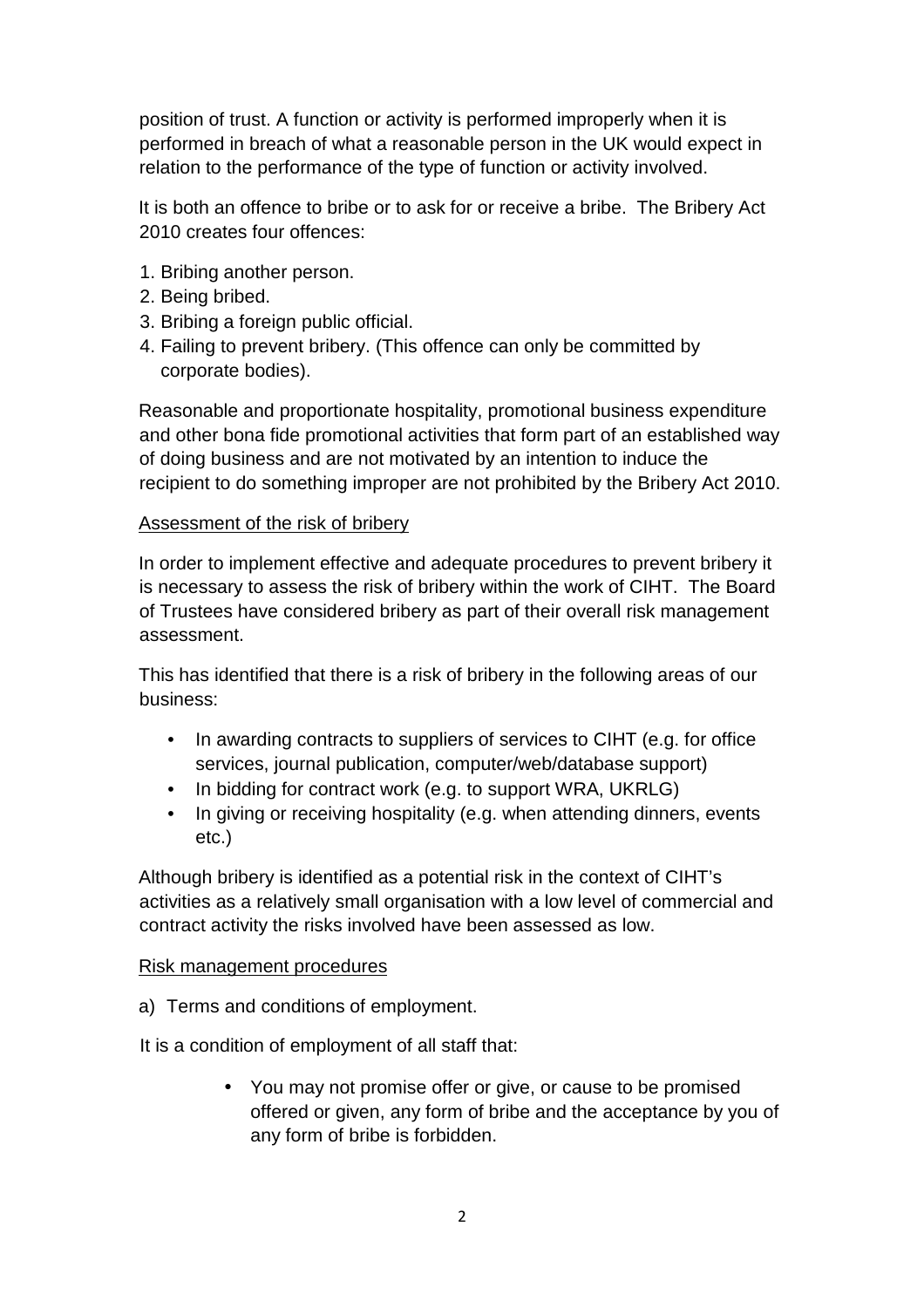position of trust. A function or activity is performed improperly when it is performed in breach of what a reasonable person in the UK would expect in relation to the performance of the type of function or activity involved.

It is both an offence to bribe or to ask for or receive a bribe. The Bribery Act 2010 creates four offences:

1. Bribing another person.
2. Being bribed.
3. Bribing a foreign public official.
4. Failing to prevent bribery. (This offence can only be committed by corporate bodies).

Reasonable and proportionate hospitality, promotional business expenditure and other bona fide promotional activities that form part of an established way of doing business and are not motivated by an intention to induce the recipient to do something improper are not prohibited by the Bribery Act 2010.

<u>Assessment of the risk of bribery</u>

In order to implement effective and adequate procedures to prevent bribery it is necessary to assess the risk of bribery within the work of CIHT. The Board of Trustees have considered bribery as part of their overall risk management assessment.

This has identified that there is a risk of bribery in the following areas of our business:

- In awarding contracts to suppliers of services to CIHT (e.g. for office services, journal publication, computer/web/database support)
- In bidding for contract work (e.g. to support WRA, UKRLG)
- In giving or receiving hospitality (e.g. when attending dinners, events etc.)

Although bribery is identified as a potential risk in the context of CIHT's activities as a relatively small organisation with a low level of commercial and contract activity the risks involved have been assessed as low.

<u>Risk management procedures</u>

a) Terms and conditions of employment.

It is a condition of employment of all staff that:

- You may not promise offer or give, or cause to be promised offered or given, any form of bribe and the acceptance by you of any form of bribe is forbidden.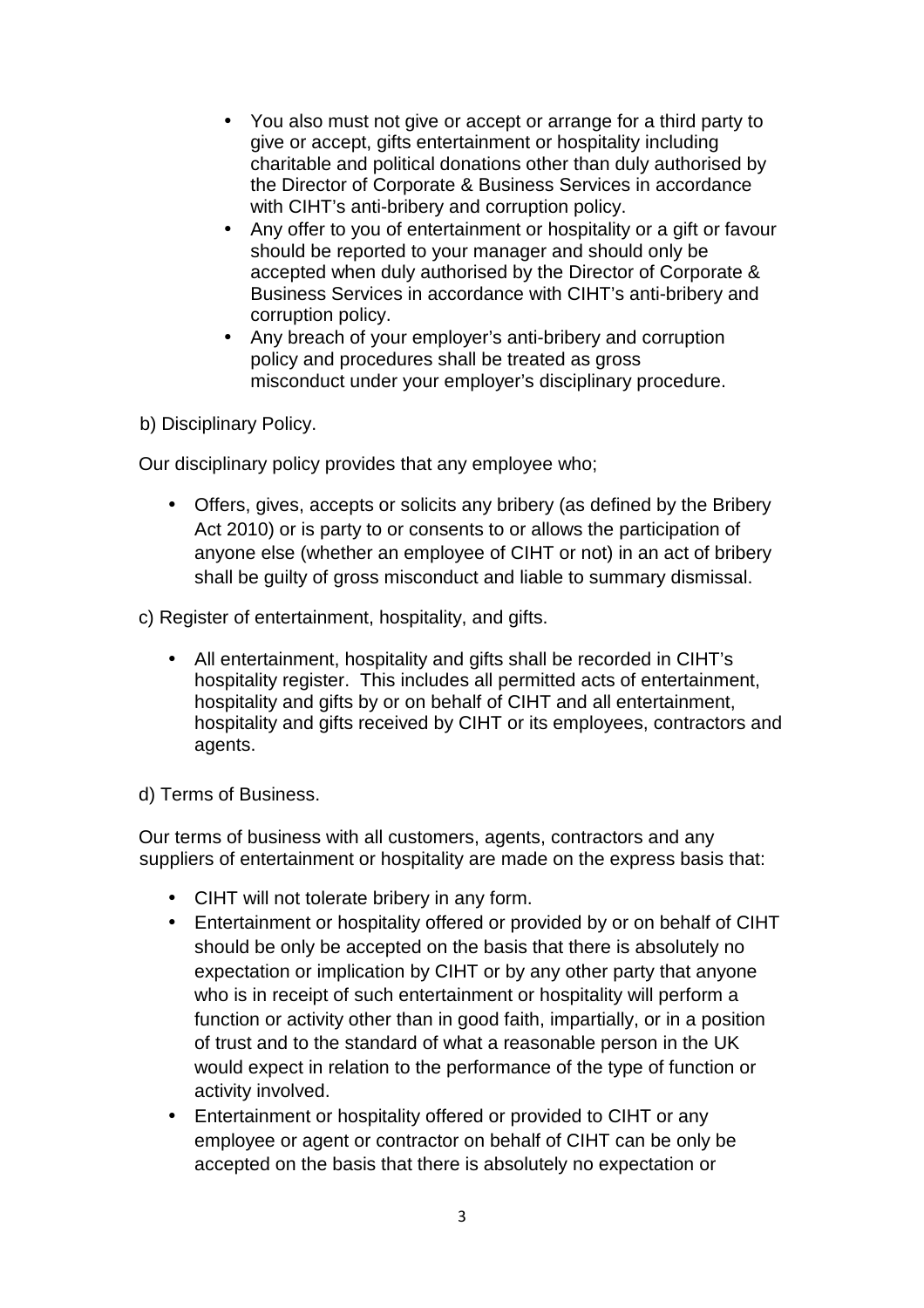- You also must not give or accept or arrange for a third party to give or accept, gifts entertainment or hospitality including charitable and political donations other than duly authorised by the Director of Corporate & Business Services in accordance with CIHT's anti-bribery and corruption policy.
- Any offer to you of entertainment or hospitality or a gift or favour should be reported to your manager and should only be accepted when duly authorised by the Director of Corporate & Business Services in accordance with CIHT's anti-bribery and corruption policy.
- Any breach of your employer's anti-bribery and corruption policy and procedures shall be treated as gross misconduct under your employer's disciplinary procedure.

b) Disciplinary Policy.

Our disciplinary policy provides that any employee who;

- Offers, gives, accepts or solicits any bribery (as defined by the Bribery Act 2010) or is party to or consents to or allows the participation of anyone else (whether an employee of CIHT or not) in an act of bribery shall be guilty of gross misconduct and liable to summary dismissal.

c) Register of entertainment, hospitality, and gifts.

- All entertainment, hospitality and gifts shall be recorded in CIHT's hospitality register. This includes all permitted acts of entertainment, hospitality and gifts by or on behalf of CIHT and all entertainment, hospitality and gifts received by CIHT or its employees, contractors and agents.

d) Terms of Business.

Our terms of business with all customers, agents, contractors and any suppliers of entertainment or hospitality are made on the express basis that:

- CIHT will not tolerate bribery in any form.
- Entertainment or hospitality offered or provided by or on behalf of CIHT should be only be accepted on the basis that there is absolutely no expectation or implication by CIHT or by any other party that anyone who is in receipt of such entertainment or hospitality will perform a function or activity other than in good faith, impartially, or in a position of trust and to the standard of what a reasonable person in the UK would expect in relation to the performance of the type of function or activity involved.
- Entertainment or hospitality offered or provided to CIHT or any employee or agent or contractor on behalf of CIHT can be only be accepted on the basis that there is absolutely no expectation or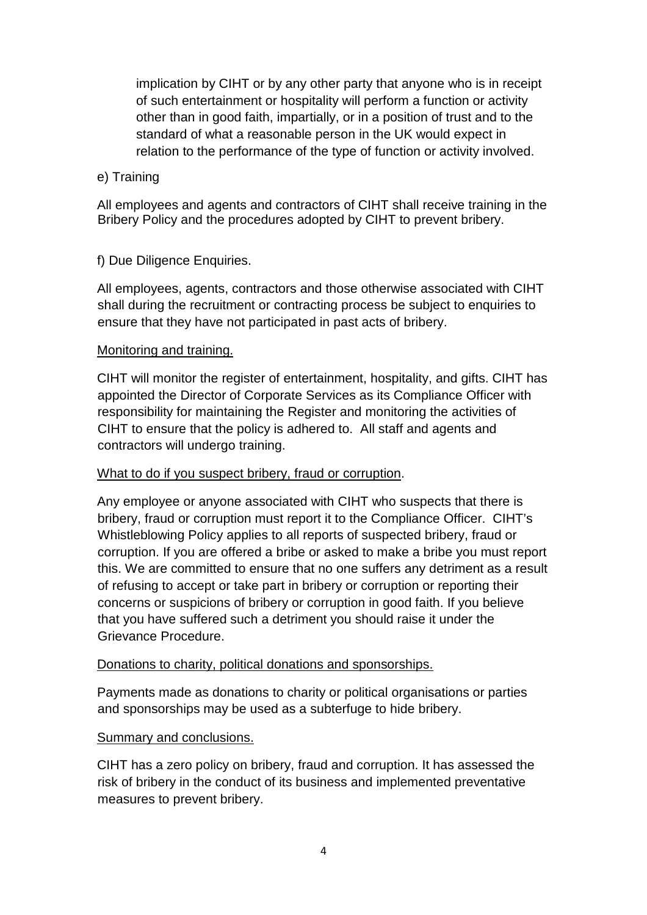implication by CIHT or by any other party that anyone who is in receipt of such entertainment or hospitality will perform a function or activity other than in good faith, impartially, or in a position of trust and to the standard of what a reasonable person in the UK would expect in relation to the performance of the type of function or activity involved.

e) Training

All employees and agents and contractors of CIHT shall receive training in the Bribery Policy and the procedures adopted by CIHT to prevent bribery.

f) Due Diligence Enquiries.

All employees, agents, contractors and those otherwise associated with CIHT shall during the recruitment or contracting process be subject to enquiries to ensure that they have not participated in past acts of bribery.

<u>Monitoring and training.</u>

CIHT will monitor the register of entertainment, hospitality, and gifts. CIHT has appointed the Director of Corporate Services as its Compliance Officer with responsibility for maintaining the Register and monitoring the activities of CIHT to ensure that the policy is adhered to. All staff and agents and contractors will undergo training.

<u>What to do if you suspect bribery, fraud or corruption</u>.

Any employee or anyone associated with CIHT who suspects that there is bribery, fraud or corruption must report it to the Compliance Officer. CIHT's Whistleblowing Policy applies to all reports of suspected bribery, fraud or corruption. If you are offered a bribe or asked to make a bribe you must report this. We are committed to ensure that no one suffers any detriment as a result of refusing to accept or take part in bribery or corruption or reporting their concerns or suspicions of bribery or corruption in good faith. If you believe that you have suffered such a detriment you should raise it under the Grievance Procedure.

<u>Donations to charity, political donations and sponsorships.</u>

Payments made as donations to charity or political organisations or parties and sponsorships may be used as a subterfuge to hide bribery.

<u>Summary and conclusions.</u>

CIHT has a zero policy on bribery, fraud and corruption. It has assessed the risk of bribery in the conduct of its business and implemented preventative measures to prevent bribery.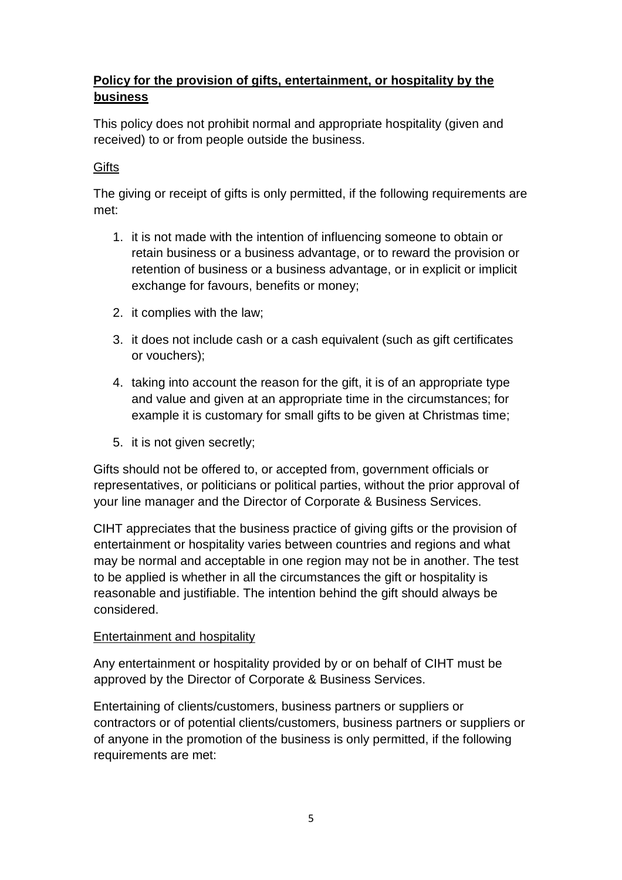**Policy for the provision of gifts, entertainment, or hospitality by the business**

This policy does not prohibit normal and appropriate hospitality (given and received) to or from people outside the business.

Gifts

The giving or receipt of gifts is only permitted, if the following requirements are met:

1. it is not made with the intention of influencing someone to obtain or retain business or a business advantage, or to reward the provision or retention of business or a business advantage, or in explicit or implicit exchange for favours, benefits or money;
2. it complies with the law;
3. it does not include cash or a cash equivalent (such as gift certificates or vouchers);
4. taking into account the reason for the gift, it is of an appropriate type and value and given at an appropriate time in the circumstances; for example it is customary for small gifts to be given at Christmas time;
5. it is not given secretly;

Gifts should not be offered to, or accepted from, government officials or representatives, or politicians or political parties, without the prior approval of your line manager and the Director of Corporate & Business Services.

CIHT appreciates that the business practice of giving gifts or the provision of entertainment or hospitality varies between countries and regions and what may be normal and acceptable in one region may not be in another. The test to be applied is whether in all the circumstances the gift or hospitality is reasonable and justifiable. The intention behind the gift should always be considered.

Entertainment and hospitality

Any entertainment or hospitality provided by or on behalf of CIHT must be approved by the Director of Corporate & Business Services.

Entertaining of clients/customers, business partners or suppliers or contractors or of potential clients/customers, business partners or suppliers or of anyone in the promotion of the business is only permitted, if the following requirements are met: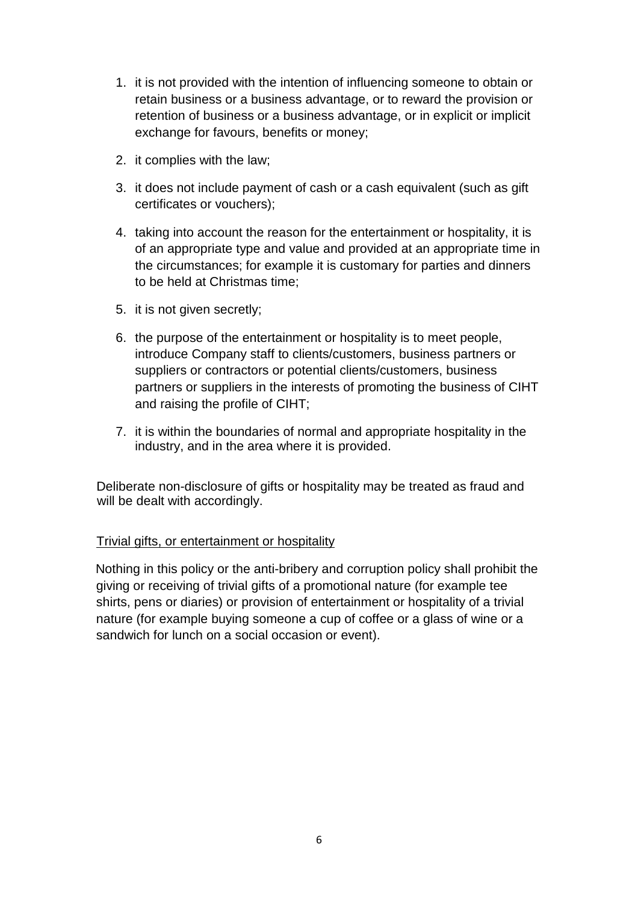1. it is not provided with the intention of influencing someone to obtain or retain business or a business advantage, or to reward the provision or retention of business or a business advantage, or in explicit or implicit exchange for favours, benefits or money;
2. it complies with the law;
3. it does not include payment of cash or a cash equivalent (such as gift certificates or vouchers);
4. taking into account the reason for the entertainment or hospitality, it is of an appropriate type and value and provided at an appropriate time in the circumstances; for example it is customary for parties and dinners to be held at Christmas time;
5. it is not given secretly;
6. the purpose of the entertainment or hospitality is to meet people, introduce Company staff to clients/customers, business partners or suppliers or contractors or potential clients/customers, business partners or suppliers in the interests of promoting the business of CIHT and raising the profile of CIHT;
7. it is within the boundaries of normal and appropriate hospitality in the industry, and in the area where it is provided.

Deliberate non-disclosure of gifts or hospitality may be treated as fraud and will be dealt with accordingly.

<u>Trivial gifts, or entertainment or hospitality</u>

Nothing in this policy or the anti-bribery and corruption policy shall prohibit the giving or receiving of trivial gifts of a promotional nature (for example tee shirts, pens or diaries) or provision of entertainment or hospitality of a trivial nature (for example buying someone a cup of coffee or a glass of wine or a sandwich for lunch on a social occasion or event).